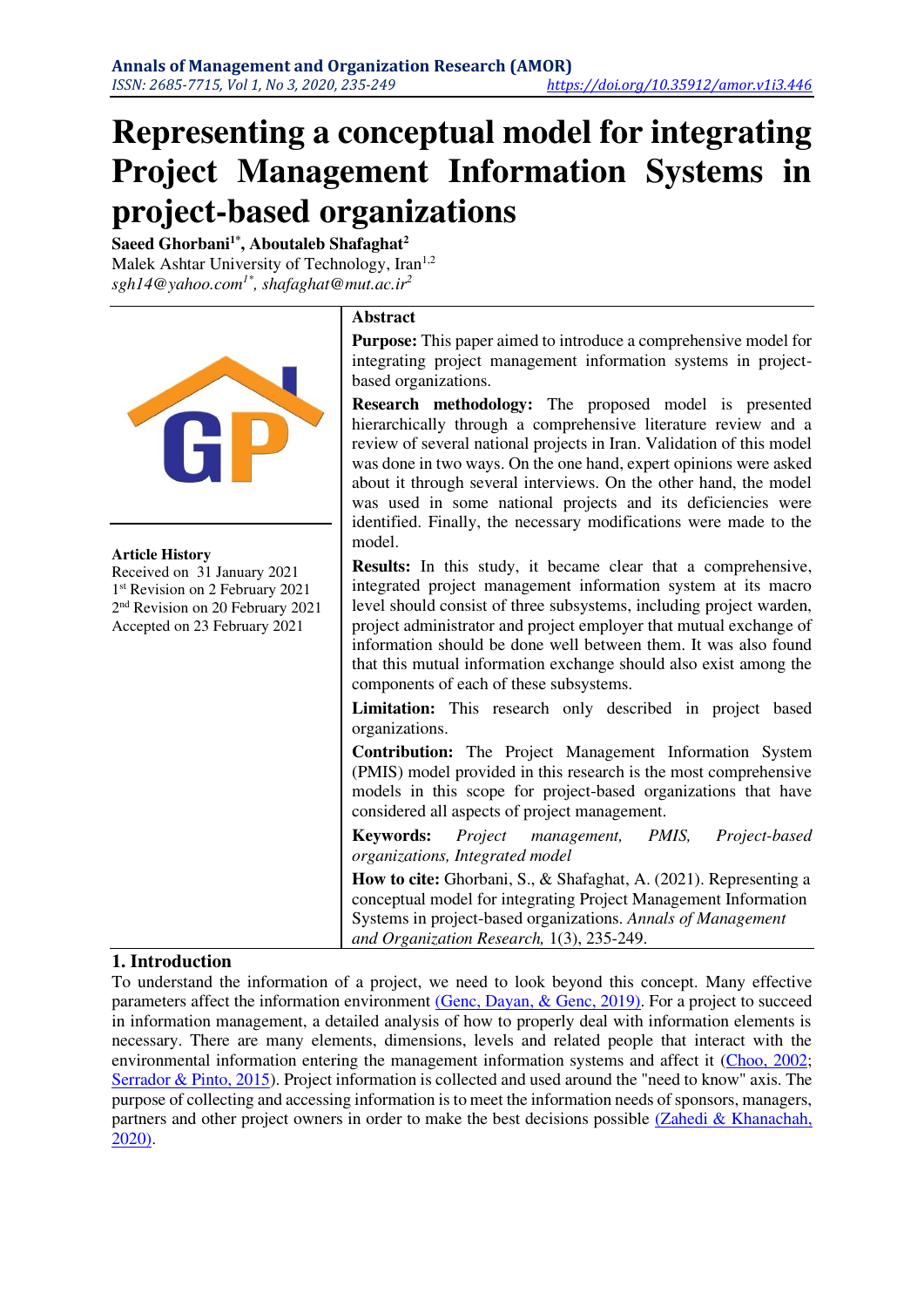# Representing a conceptual model for integrating Project Management Information Systems in project-based organizations

**Saeed Ghorbani[1*], Aboutaleb Shafaghat[2]**
Malek Ashtar University of Technology, Iran[1,2]
*sgh14@yahoo.com[1*], shafaghat@mut.ac.ir[2]*

**Article History**
Received on 31 January 2021
1st Revision on 2 February 2021
2nd Revision on 20 February 2021
Accepted on 23 February 2021

## Abstract

**Purpose:** This paper aimed to introduce a comprehensive model for integrating project management information systems in project-based organizations.

**Research methodology:** The proposed model is presented hierarchically through a comprehensive literature review and a review of several national projects in Iran. Validation of this model was done in two ways. On the one hand, expert opinions were asked about it through several interviews. On the other hand, the model was used in some national projects and its deficiencies were identified. Finally, the necessary modifications were made to the model.

**Results:** In this study, it became clear that a comprehensive, integrated project management information system at its macro level should consist of three subsystems, including project warden, project administrator and project employer that mutual exchange of information should be done well between them. It was also found that this mutual information exchange should also exist among the components of each of these subsystems.

**Limitation:** This research only described in project based organizations.

**Contribution:** The Project Management Information System (PMIS) model provided in this research is the most comprehensive models in this scope for project-based organizations that have considered all aspects of project management.

**Keywords:** *Project management, PMIS, Project-based organizations, Integrated model*

**How to cite:** Ghorbani, S., & Shafaghat, A. (2021). Representing a conceptual model for integrating Project Management Information Systems in project-based organizations. *Annals of Management and Organization Research,* 1(3), 235-249.

## 1. Introduction

To understand the information of a project, we need to look beyond this concept. Many effective parameters affect the information environment (Genc, Dayan, & Genc, 2019). For a project to succeed in information management, a detailed analysis of how to properly deal with information elements is necessary. There are many elements, dimensions, levels and related people that interact with the environmental information entering the management information systems and affect it (Choo, 2002; Serrador & Pinto, 2015). Project information is collected and used around the "need to know" axis. The purpose of collecting and accessing information is to meet the information needs of sponsors, managers, partners and other project owners in order to make the best decisions possible (Zahedi & Khanachah, 2020).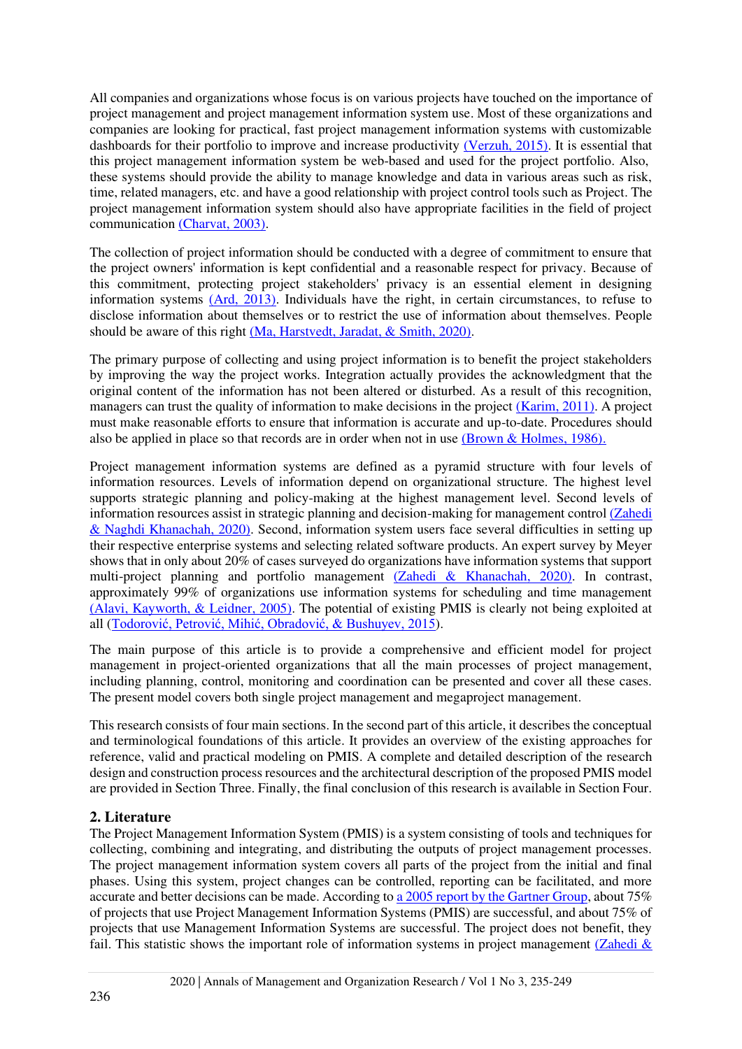All companies and organizations whose focus is on various projects have touched on the importance of project management and project management information system use. Most of these organizations and companies are looking for practical, fast project management information systems with customizable dashboards for their portfolio to improve and increase productivity (Verzuh, 2015). It is essential that this project management information system be web-based and used for the project portfolio. Also, these systems should provide the ability to manage knowledge and data in various areas such as risk, time, related managers, etc. and have a good relationship with project control tools such as Project. The project management information system should also have appropriate facilities in the field of project communication (Charvat, 2003).

The collection of project information should be conducted with a degree of commitment to ensure that the project owners' information is kept confidential and a reasonable respect for privacy. Because of this commitment, protecting project stakeholders' privacy is an essential element in designing information systems (Ard, 2013). Individuals have the right, in certain circumstances, to refuse to disclose information about themselves or to restrict the use of information about themselves. People should be aware of this right (Ma, Harstvedt, Jaradat, & Smith, 2020).

The primary purpose of collecting and using project information is to benefit the project stakeholders by improving the way the project works. Integration actually provides the acknowledgment that the original content of the information has not been altered or disturbed. As a result of this recognition, managers can trust the quality of information to make decisions in the project (Karim, 2011). A project must make reasonable efforts to ensure that information is accurate and up-to-date. Procedures should also be applied in place so that records are in order when not in use (Brown & Holmes, 1986).

Project management information systems are defined as a pyramid structure with four levels of information resources. Levels of information depend on organizational structure. The highest level supports strategic planning and policy-making at the highest management level. Second levels of information resources assist in strategic planning and decision-making for management control (Zahedi & Naghdi Khanachah, 2020). Second, information system users face several difficulties in setting up their respective enterprise systems and selecting related software products. An expert survey by Meyer shows that in only about 20% of cases surveyed do organizations have information systems that support multi-project planning and portfolio management (Zahedi & Khanachah, 2020). In contrast, approximately 99% of organizations use information systems for scheduling and time management (Alavi, Kayworth, & Leidner, 2005). The potential of existing PMIS is clearly not being exploited at all (Todorović, Petrović, Mihić, Obradović, & Bushuyev, 2015).

The main purpose of this article is to provide a comprehensive and efficient model for project management in project-oriented organizations that all the main processes of project management, including planning, control, monitoring and coordination can be presented and cover all these cases. The present model covers both single project management and megaproject management.

This research consists of four main sections. In the second part of this article, it describes the conceptual and terminological foundations of this article. It provides an overview of the existing approaches for reference, valid and practical modeling on PMIS. A complete and detailed description of the research design and construction process resources and the architectural description of the proposed PMIS model are provided in Section Three. Finally, the final conclusion of this research is available in Section Four.

## 2. Literature

The Project Management Information System (PMIS) is a system consisting of tools and techniques for collecting, combining and integrating, and distributing the outputs of project management processes. The project management information system covers all parts of the project from the initial and final phases. Using this system, project changes can be controlled, reporting can be facilitated, and more accurate and better decisions can be made. According to a 2005 report by the Gartner Group, about 75% of projects that use Project Management Information Systems (PMIS) are successful, and about 75% of projects that use Management Information Systems are successful. The project does not benefit, they fail. This statistic shows the important role of information systems in project management (Zahedi &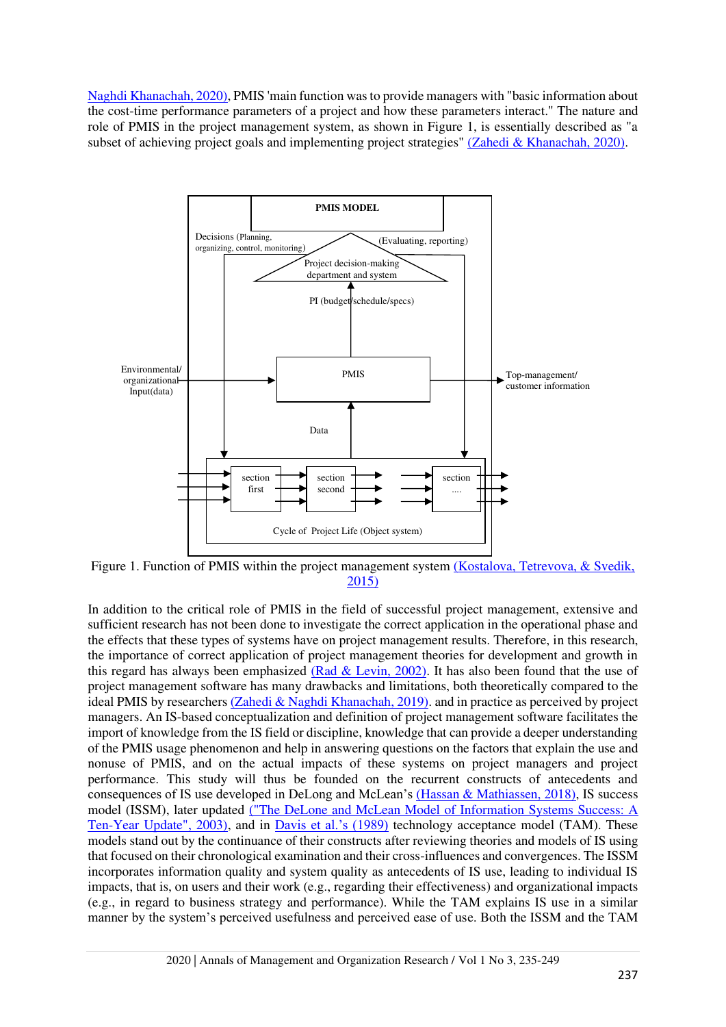Naghdi Khanachah, 2020), PMIS 'main function was to provide managers with "basic information about the cost-time performance parameters of a project and how these parameters interact." The nature and role of PMIS in the project management system, as shown in Figure 1, is essentially described as "a subset of achieving project goals and implementing project strategies" (Zahedi & Khanachah, 2020).

Figure 1. Function of PMIS within the project management system (Kostalova, Tetrevova, & Svedik, 2015)

In addition to the critical role of PMIS in the field of successful project management, extensive and sufficient research has not been done to investigate the correct application in the operational phase and the effects that these types of systems have on project management results. Therefore, in this research, the importance of correct application of project management theories for development and growth in this regard has always been emphasized (Rad & Levin, 2002). It has also been found that the use of project management software has many drawbacks and limitations, both theoretically compared to the ideal PMIS by researchers (Zahedi & Naghdi Khanachah, 2019). and in practice as perceived by project managers. An IS-based conceptualization and definition of project management software facilitates the import of knowledge from the IS field or discipline, knowledge that can provide a deeper understanding of the PMIS usage phenomenon and help in answering questions on the factors that explain the use and nonuse of PMIS, and on the actual impacts of these systems on project managers and project performance. This study will thus be founded on the recurrent constructs of antecedents and consequences of IS use developed in DeLong and McLean's (Hassan & Mathiassen, 2018), IS success model (ISSM), later updated ("The DeLone and McLean Model of Information Systems Success: A Ten-Year Update", 2003), and in Davis et al.'s (1989) technology acceptance model (TAM). These models stand out by the continuance of their constructs after reviewing theories and models of IS using that focused on their chronological examination and their cross-influences and convergences. The ISSM incorporates information quality and system quality as antecedents of IS use, leading to individual IS impacts, that is, on users and their work (e.g., regarding their effectiveness) and organizational impacts (e.g., in regard to business strategy and performance). While the TAM explains IS use in a similar manner by the system's perceived usefulness and perceived ease of use. Both the ISSM and the TAM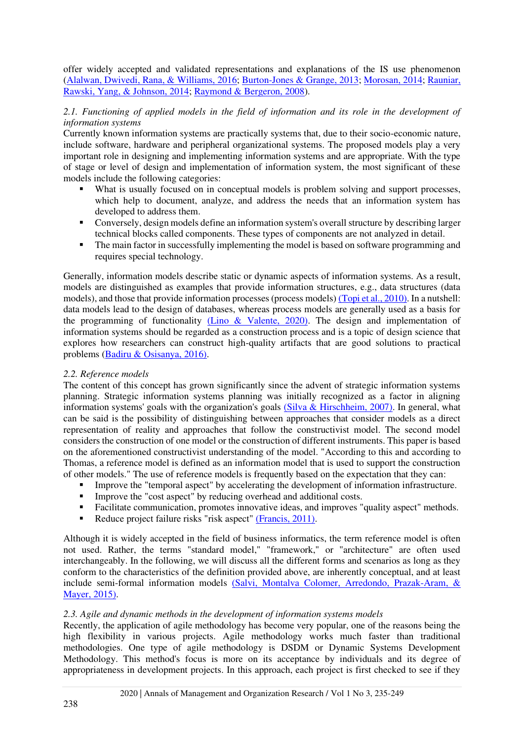offer widely accepted and validated representations and explanations of the IS use phenomenon (Alalwan, Dwivedi, Rana, & Williams, 2016; Burton-Jones & Grange, 2013; Morosan, 2014; Rauniar, Rawski, Yang, & Johnson, 2014; Raymond & Bergeron, 2008).

### *2.1. Functioning of applied models in the field of information and its role in the development of information systems*

Currently known information systems are practically systems that, due to their socio-economic nature, include software, hardware and peripheral organizational systems. The proposed models play a very important role in designing and implementing information systems and are appropriate. With the type of stage or level of design and implementation of information system, the most significant of these models include the following categories:

- What is usually focused on in conceptual models is problem solving and support processes, which help to document, analyze, and address the needs that an information system has developed to address them.
- Conversely, design models define an information system's overall structure by describing larger technical blocks called components. These types of components are not analyzed in detail.
- The main factor in successfully implementing the model is based on software programming and requires special technology.

Generally, information models describe static or dynamic aspects of information systems. As a result, models are distinguished as examples that provide information structures, e.g., data structures (data models), and those that provide information processes (process models) (Topi et al., 2010). In a nutshell: data models lead to the design of databases, whereas process models are generally used as a basis for the programming of functionality (Lino & Valente, 2020). The design and implementation of information systems should be regarded as a construction process and is a topic of design science that explores how researchers can construct high-quality artifacts that are good solutions to practical problems (Badiru & Osisanya, 2016).

### *2.2. Reference models*

The content of this concept has grown significantly since the advent of strategic information systems planning. Strategic information systems planning was initially recognized as a factor in aligning information systems' goals with the organization's goals (Silva & Hirschheim, 2007). In general, what can be said is the possibility of distinguishing between approaches that consider models as a direct representation of reality and approaches that follow the constructivist model. The second model considers the construction of one model or the construction of different instruments. This paper is based on the aforementioned constructivist understanding of the model. "According to this and according to Thomas, a reference model is defined as an information model that is used to support the construction of other models." The use of reference models is frequently based on the expectation that they can:

- Improve the "temporal aspect" by accelerating the development of information infrastructure.
- Improve the "cost aspect" by reducing overhead and additional costs.
- Facilitate communication, promotes innovative ideas, and improves "quality aspect" methods.
- Reduce project failure risks "risk aspect" (Francis, 2011).

Although it is widely accepted in the field of business informatics, the term reference model is often not used. Rather, the terms "standard model," "framework," or "architecture" are often used interchangeably. In the following, we will discuss all the different forms and scenarios as long as they conform to the characteristics of the definition provided above, are inherently conceptual, and at least include semi-formal information models (Salvi, Montalva Colomer, Arredondo, Prazak-Aram, & Mayer, 2015).

### *2.3. Agile and dynamic methods in the development of information systems models*

Recently, the application of agile methodology has become very popular, one of the reasons being the high flexibility in various projects. Agile methodology works much faster than traditional methodologies. One type of agile methodology is DSDM or Dynamic Systems Development Methodology. This method's focus is more on its acceptance by individuals and its degree of appropriateness in development projects. In this approach, each project is first checked to see if they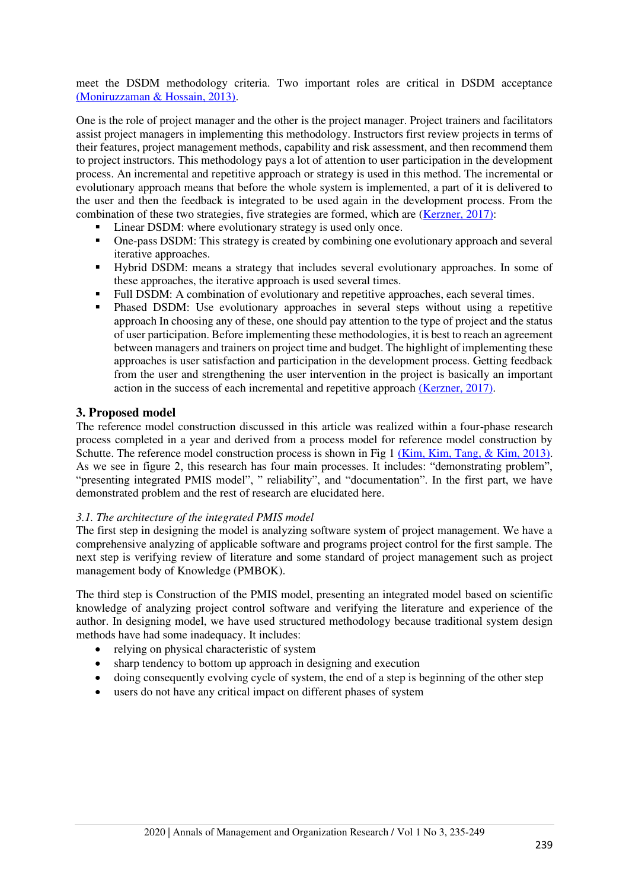meet the DSDM methodology criteria. Two important roles are critical in DSDM acceptance (Moniruzzaman & Hossain, 2013).

One is the role of project manager and the other is the project manager. Project trainers and facilitators assist project managers in implementing this methodology. Instructors first review projects in terms of their features, project management methods, capability and risk assessment, and then recommend them to project instructors. This methodology pays a lot of attention to user participation in the development process. An incremental and repetitive approach or strategy is used in this method. The incremental or evolutionary approach means that before the whole system is implemented, a part of it is delivered to the user and then the feedback is integrated to be used again in the development process. From the combination of these two strategies, five strategies are formed, which are (Kerzner, 2017):

- Linear DSDM: where evolutionary strategy is used only once.
- One-pass DSDM: This strategy is created by combining one evolutionary approach and several iterative approaches.
- Hybrid DSDM: means a strategy that includes several evolutionary approaches. In some of these approaches, the iterative approach is used several times.
- Full DSDM: A combination of evolutionary and repetitive approaches, each several times.
- Phased DSDM: Use evolutionary approaches in several steps without using a repetitive approach In choosing any of these, one should pay attention to the type of project and the status of user participation. Before implementing these methodologies, it is best to reach an agreement between managers and trainers on project time and budget. The highlight of implementing these approaches is user satisfaction and participation in the development process. Getting feedback from the user and strengthening the user intervention in the project is basically an important action in the success of each incremental and repetitive approach (Kerzner, 2017).

## 3. Proposed model

The reference model construction discussed in this article was realized within a four-phase research process completed in a year and derived from a process model for reference model construction by Schutte. The reference model construction process is shown in Fig 1 (Kim, Kim, Tang, & Kim, 2013). As we see in figure 2, this research has four main processes. It includes: “demonstrating problem”, “presenting integrated PMIS model”, ” reliability”, and “documentation”. In the first part, we have demonstrated problem and the rest of research are elucidated here.

### *3.1. The architecture of the integrated PMIS model*

The first step in designing the model is analyzing software system of project management. We have a comprehensive analyzing of applicable software and programs project control for the first sample. The next step is verifying review of literature and some standard of project management such as project management body of Knowledge (PMBOK).

The third step is Construction of the PMIS model, presenting an integrated model based on scientific knowledge of analyzing project control software and verifying the literature and experience of the author. In designing model, we have used structured methodology because traditional system design methods have had some inadequacy. It includes:

- relying on physical characteristic of system
- sharp tendency to bottom up approach in designing and execution
- doing consequently evolving cycle of system, the end of a step is beginning of the other step
- users do not have any critical impact on different phases of system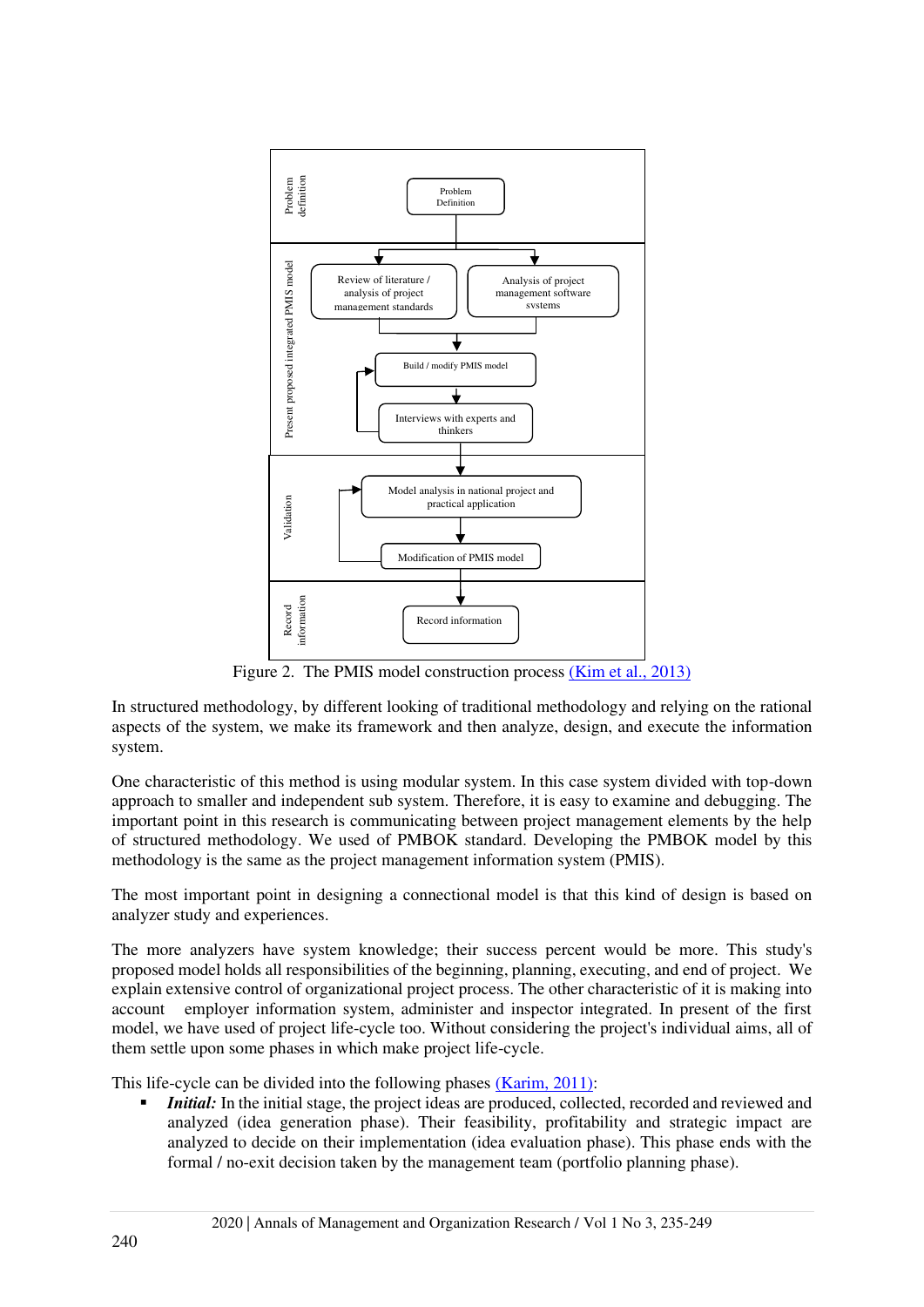Figure 2. The PMIS model construction process (Kim et al., 2013)

In structured methodology, by different looking of traditional methodology and relying on the rational aspects of the system, we make its framework and then analyze, design, and execute the information system.

One characteristic of this method is using modular system. In this case system divided with top-down approach to smaller and independent sub system. Therefore, it is easy to examine and debugging. The important point in this research is communicating between project management elements by the help of structured methodology. We used of PMBOK standard. Developing the PMBOK model by this methodology is the same as the project management information system (PMIS).

The most important point in designing a connectional model is that this kind of design is based on analyzer study and experiences.

The more analyzers have system knowledge; their success percent would be more. This study's proposed model holds all responsibilities of the beginning, planning, executing, and end of project. We explain extensive control of organizational project process. The other characteristic of it is making into account employer information system, administer and inspector integrated. In present of the first model, we have used of project life-cycle too. Without considering the project's individual aims, all of them settle upon some phases in which make project life-cycle.

This life-cycle can be divided into the following phases (Karim, 2011):

- ***Initial:*** In the initial stage, the project ideas are produced, collected, recorded and reviewed and analyzed (idea generation phase). Their feasibility, profitability and strategic impact are analyzed to decide on their implementation (idea evaluation phase). This phase ends with the formal / no-exit decision taken by the management team (portfolio planning phase).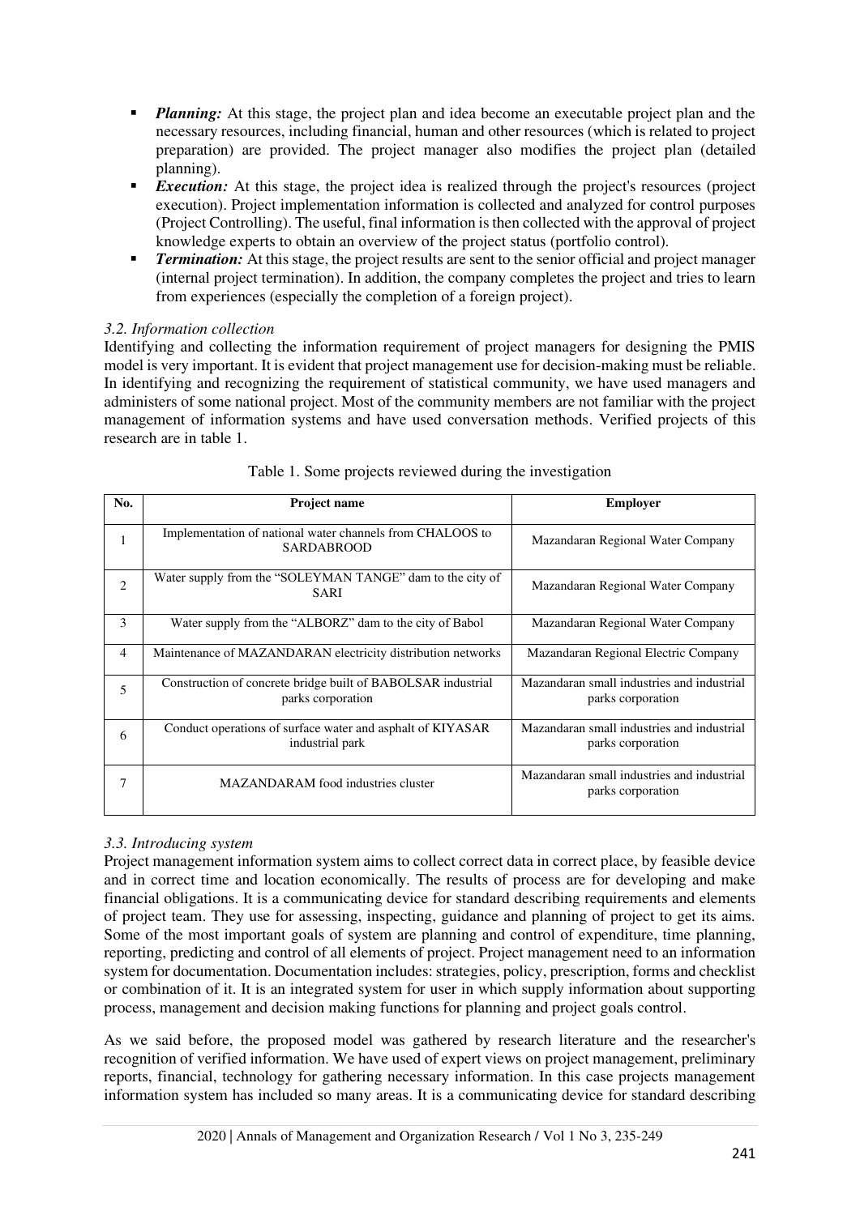- ***Planning:*** At this stage, the project plan and idea become an executable project plan and the necessary resources, including financial, human and other resources (which is related to project preparation) are provided. The project manager also modifies the project plan (detailed planning).
- ***Execution:*** At this stage, the project idea is realized through the project's resources (project execution). Project implementation information is collected and analyzed for control purposes (Project Controlling). The useful, final information is then collected with the approval of project knowledge experts to obtain an overview of the project status (portfolio control).
- ***Termination:*** At this stage, the project results are sent to the senior official and project manager (internal project termination). In addition, the company completes the project and tries to learn from experiences (especially the completion of a foreign project).

### *3.2. Information collection*

Identifying and collecting the information requirement of project managers for designing the PMIS model is very important. It is evident that project management use for decision-making must be reliable. In identifying and recognizing the requirement of statistical community, we have used managers and administers of some national project. Most of the community members are not familiar with the project management of information systems and have used conversation methods. Verified projects of this research are in table 1.

Table 1. Some projects reviewed during the investigation

| No. | Project name | Employer |
|---|---|---|
| 1 | Implementation of national water channels from CHALOOS to SARDABROOD | Mazandaran Regional Water Company |
| 2 | Water supply from the "SOLEYMAN TANGE" dam to the city of SARI | Mazandaran Regional Water Company |
| 3 | Water supply from the "ALBORZ" dam to the city of Babol | Mazandaran Regional Water Company |
| 4 | Maintenance of MAZANDARAN electricity distribution networks | Mazandaran Regional Electric Company |
| 5 | Construction of concrete bridge built of BABOLSAR industrial parks corporation | Mazandaran small industries and industrial parks corporation |
| 6 | Conduct operations of surface water and asphalt of KIYASAR industrial park | Mazandaran small industries and industrial parks corporation |
| 7 | MAZANDARAM food industries cluster | Mazandaran small industries and industrial parks corporation |

### *3.3. Introducing system*

Project management information system aims to collect correct data in correct place, by feasible device and in correct time and location economically. The results of process are for developing and make financial obligations. It is a communicating device for standard describing requirements and elements of project team. They use for assessing, inspecting, guidance and planning of project to get its aims. Some of the most important goals of system are planning and control of expenditure, time planning, reporting, predicting and control of all elements of project. Project management need to an information system for documentation. Documentation includes: strategies, policy, prescription, forms and checklist or combination of it. It is an integrated system for user in which supply information about supporting process, management and decision making functions for planning and project goals control.

As we said before, the proposed model was gathered by research literature and the researcher's recognition of verified information. We have used of expert views on project management, preliminary reports, financial, technology for gathering necessary information. In this case projects management information system has included so many areas. It is a communicating device for standard describing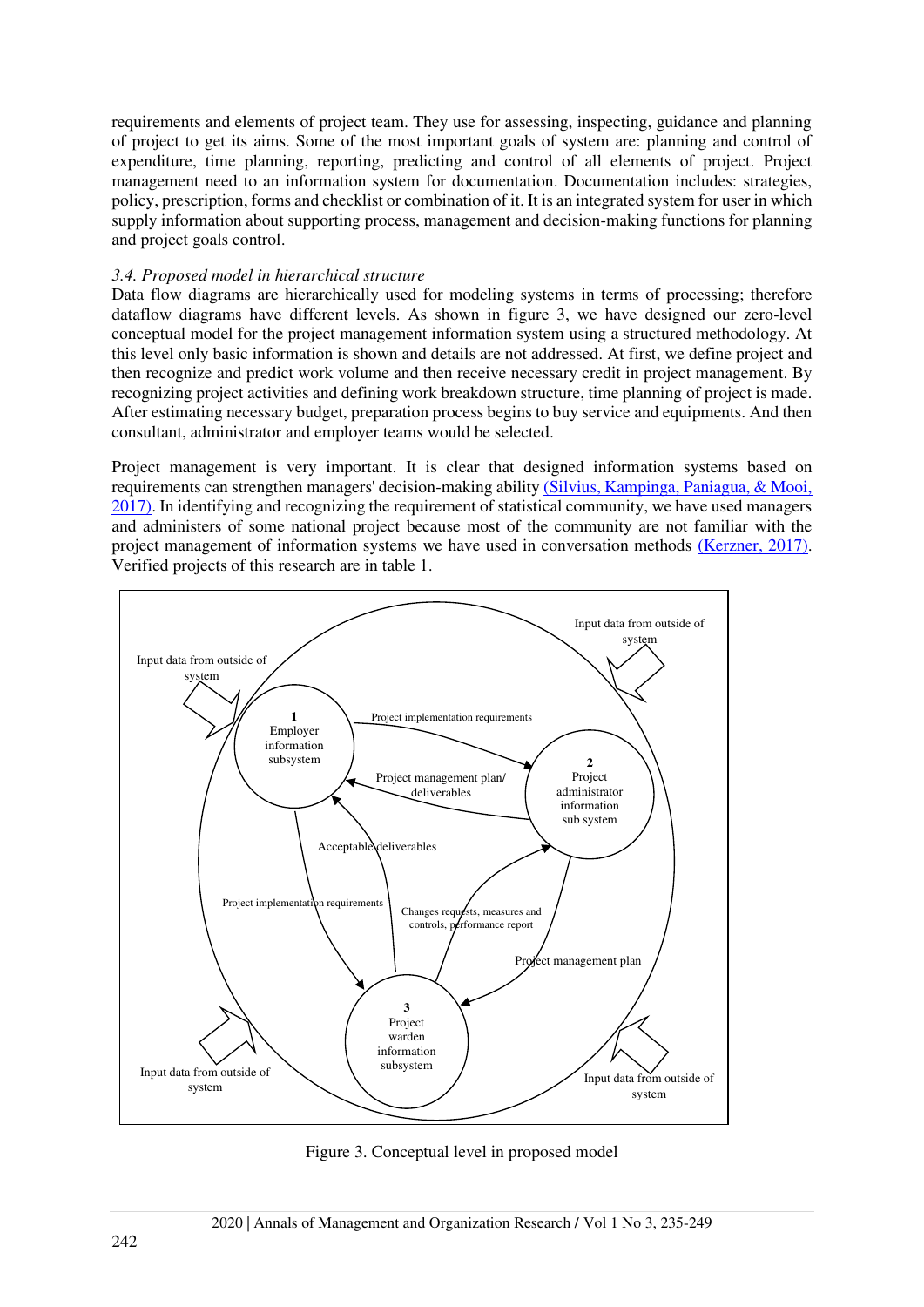requirements and elements of project team. They use for assessing, inspecting, guidance and planning of project to get its aims. Some of the most important goals of system are: planning and control of expenditure, time planning, reporting, predicting and control of all elements of project. Project management need to an information system for documentation. Documentation includes: strategies, policy, prescription, forms and checklist or combination of it. It is an integrated system for user in which supply information about supporting process, management and decision-making functions for planning and project goals control.

### *3.4. Proposed model in hierarchical structure*

Data flow diagrams are hierarchically used for modeling systems in terms of processing; therefore dataflow diagrams have different levels. As shown in figure 3, we have designed our zero-level conceptual model for the project management information system using a structured methodology. At this level only basic information is shown and details are not addressed. At first, we define project and then recognize and predict work volume and then receive necessary credit in project management. By recognizing project activities and defining work breakdown structure, time planning of project is made. After estimating necessary budget, preparation process begins to buy service and equipments. And then consultant, administrator and employer teams would be selected.

Project management is very important. It is clear that designed information systems based on requirements can strengthen managers' decision-making ability (Silvius, Kampinga, Paniagua, & Mooi, 2017). In identifying and recognizing the requirement of statistical community, we have used managers and administers of some national project because most of the community are not familiar with the project management of information systems we have used in conversation methods (Kerzner, 2017). Verified projects of this research are in table 1.

Figure 3. Conceptual level in proposed model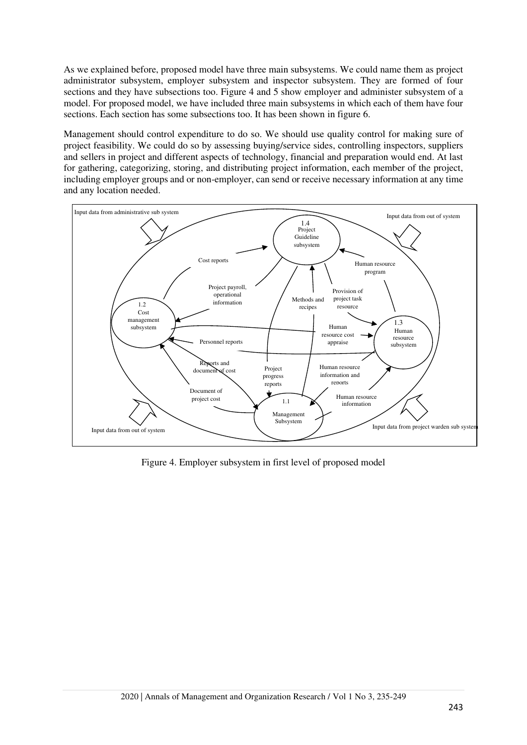As we explained before, proposed model have three main subsystems. We could name them as project administrator subsystem, employer subsystem and inspector subsystem. They are formed of four sections and they have subsections too. Figure 4 and 5 show employer and administer subsystem of a model. For proposed model, we have included three main subsystems in which each of them have four sections. Each section has some subsections too. It has been shown in figure 6.

Management should control expenditure to do so. We should use quality control for making sure of project feasibility. We could do so by assessing buying/service sides, controlling inspectors, suppliers and sellers in project and different aspects of technology, financial and preparation would end. At last for gathering, categorizing, storing, and distributing project information, each member of the project, including employer groups and or non-employer, can send or receive necessary information at any time and any location needed.

Input data from administrative sub system

Input data from out of system

1.4 Project Guideline subsystem

Cost reports

Human resource program

Project payroll, operational information

Provision of project task resource

Methods and recipes

1.2 Cost management subsystem

Human resource cost appraise

1.3 Human resource subsystem

Personnel reports

Reports and document of cost

Project progress reports

Human resource information and reports

Document of project cost

1.1 Management Subsystem

Human resource information

Input data from out of system

Input data from project warden sub system

Figure 4. Employer subsystem in first level of proposed model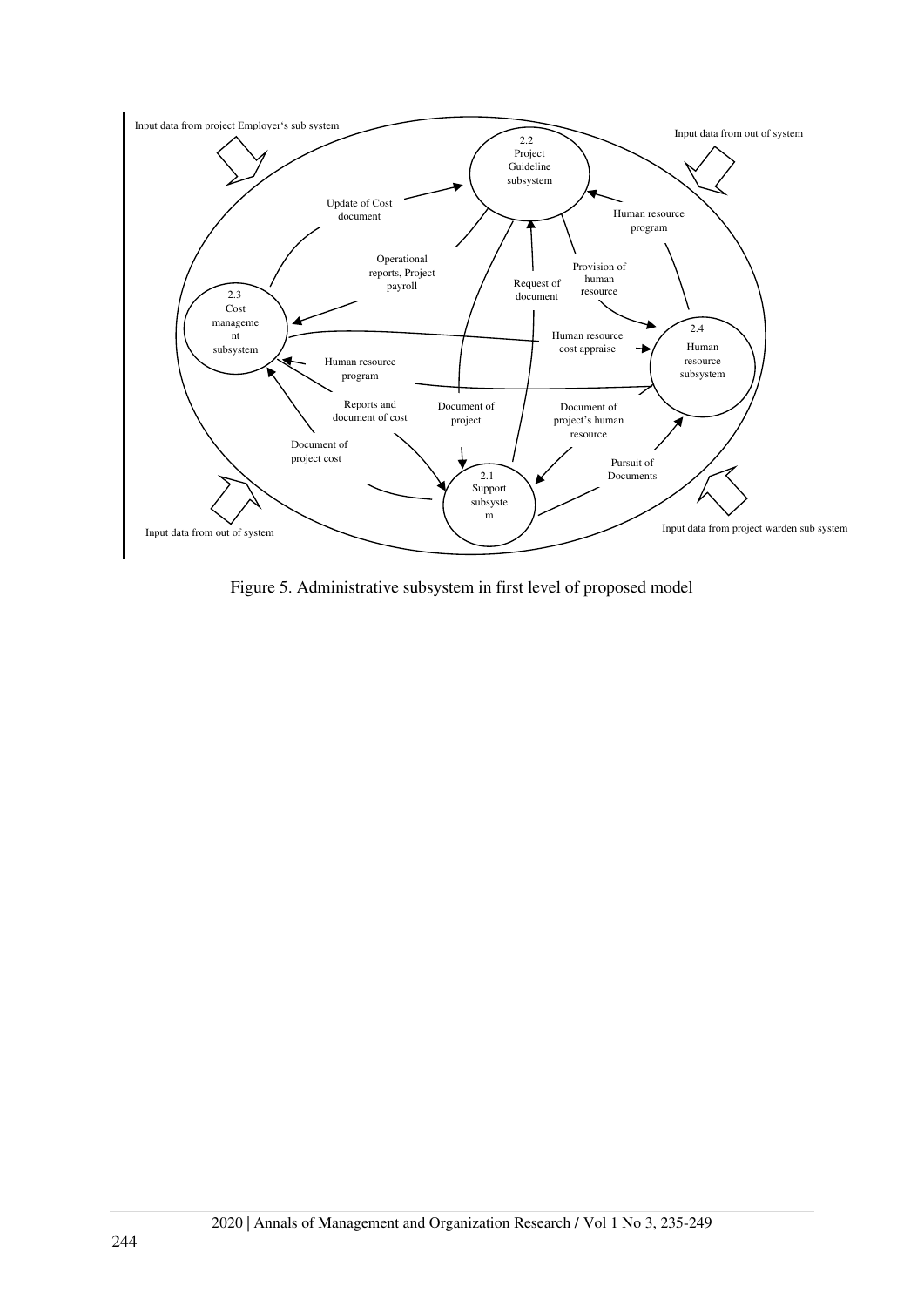Figure 5. Administrative subsystem in first level of proposed model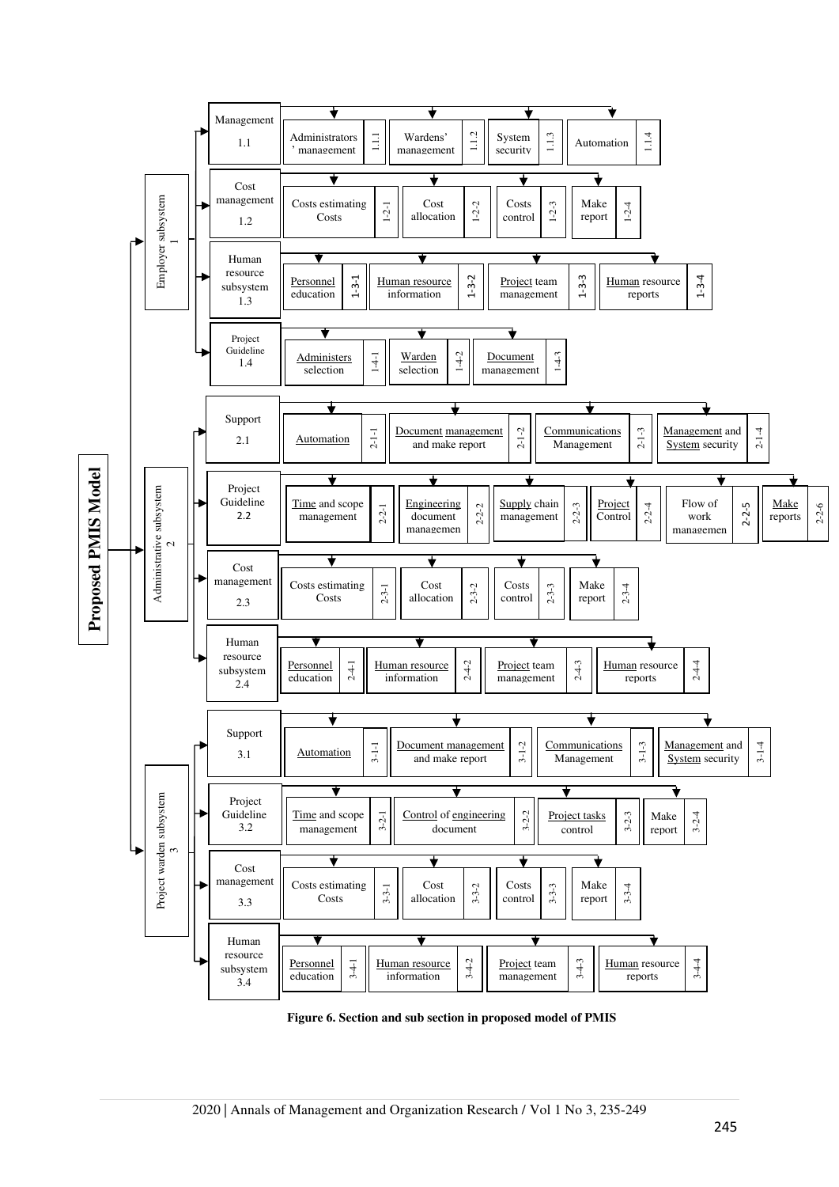**Proposed PMIS Model**

- Employer subsystem 1
  - Management 1.1
    - Administrators' management 1.1.1
    - Wardens' management 1.1.2
    - System security 1.1.3
    - Automation 1.1.4
  - Cost management 1.2
    - Costs estimating Costs 1-2-1
    - Cost allocation 1-2-2
    - Costs control 1-2-3
    - Make report 1-2-4
  - Human resource subsystem 1.3
    - Personnel education 1-3-1
    - Human resource information 1-3-2
    - Project team management 1-3-3
    - Human resource reports 1-3-4
  - Project Guideline 1.4
    - Administers selection 1-4-1
    - Warden selection 1-4-2
    - Document management 1-4-3
- Administrative subsystem 2
  - Support 2.1
    - Automation 2-1-1
    - Document management and make report 2-1-2
    - Communications Management 2-1-3
    - Management and System security 2-1-4
  - Project Guideline 2.2
    - Time and scope management 2-2-1
    - Engineering document managemen 2-2-2
    - Supply chain management 2-2-3
    - Project Control 2-2-4
    - Flow of work managemen 2-2-5
    - Make reports 2-2-6
  - Cost management 2.3
    - Costs estimating Costs 2-3-1
    - Cost allocation 2-3-2
    - Costs control 2-3-3
    - Make report 2-3-4
  - Human resource subsystem 2.4
    - Personnel education 2-4-1
    - Human resource information 2-4-2
    - Project team management 2-4-3
    - Human resource reports 2-4-4
- Project warden subsystem 3
  - Support 3.1
    - Automation 3-1-1
    - Document management and make report 3-1-2
    - Communications Management 3-1-3
    - Management and System security 3-1-4
  - Project Guideline 3.2
    - Time and scope management 3-2-1
    - Control of engineering document 3-2-2
    - Project tasks control 3-2-3
    - Make report 3-2-4
  - Cost management 3.3
    - Costs estimating Costs 3-3-1
    - Cost allocation 3-3-2
    - Costs control 3-3-3
    - Make report 3-3-4
  - Human resource subsystem 3.4
    - Personnel education 3-4-1
    - Human resource information 3-4-2
    - Project team management 3-4-3
    - Human resource reports 3-4-4

**Figure 6. Section and sub section in proposed model of PMIS**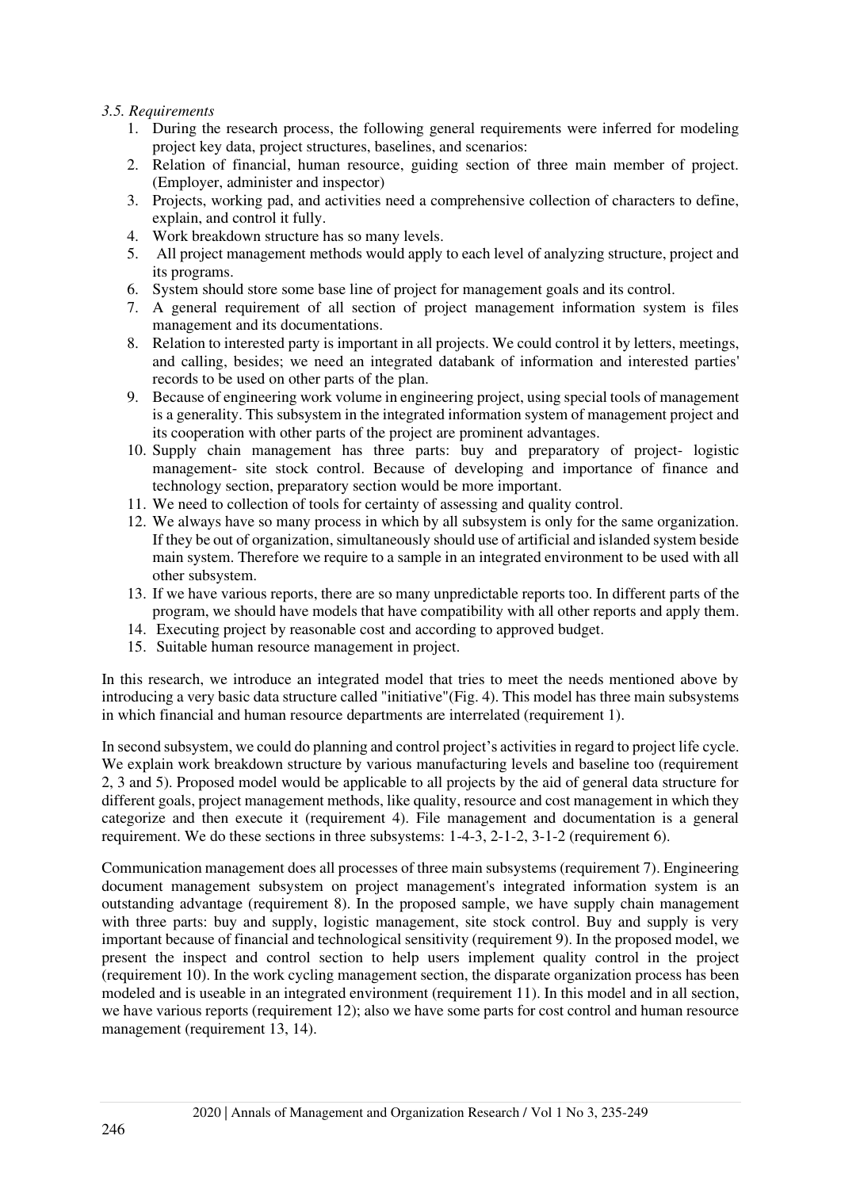*3.5. Requirements*

1. During the research process, the following general requirements were inferred for modeling project key data, project structures, baselines, and scenarios:
2. Relation of financial, human resource, guiding section of three main member of project. (Employer, administer and inspector)
3. Projects, working pad, and activities need a comprehensive collection of characters to define, explain, and control it fully.
4. Work breakdown structure has so many levels.
5. All project management methods would apply to each level of analyzing structure, project and its programs.
6. System should store some base line of project for management goals and its control.
7. A general requirement of all section of project management information system is files management and its documentations.
8. Relation to interested party is important in all projects. We could control it by letters, meetings, and calling, besides; we need an integrated databank of information and interested parties' records to be used on other parts of the plan.
9. Because of engineering work volume in engineering project, using special tools of management is a generality. This subsystem in the integrated information system of management project and its cooperation with other parts of the project are prominent advantages.
10. Supply chain management has three parts: buy and preparatory of project- logistic management- site stock control. Because of developing and importance of finance and technology section, preparatory section would be more important.
11. We need to collection of tools for certainty of assessing and quality control.
12. We always have so many process in which by all subsystem is only for the same organization. If they be out of organization, simultaneously should use of artificial and islanded system beside main system. Therefore we require to a sample in an integrated environment to be used with all other subsystem.
13. If we have various reports, there are so many unpredictable reports too. In different parts of the program, we should have models that have compatibility with all other reports and apply them.
14. Executing project by reasonable cost and according to approved budget.
15. Suitable human resource management in project.

In this research, we introduce an integrated model that tries to meet the needs mentioned above by introducing a very basic data structure called "initiative"(Fig. 4). This model has three main subsystems in which financial and human resource departments are interrelated (requirement 1).

In second subsystem, we could do planning and control project's activities in regard to project life cycle. We explain work breakdown structure by various manufacturing levels and baseline too (requirement 2, 3 and 5). Proposed model would be applicable to all projects by the aid of general data structure for different goals, project management methods, like quality, resource and cost management in which they categorize and then execute it (requirement 4). File management and documentation is a general requirement. We do these sections in three subsystems: 1-4-3, 2-1-2, 3-1-2 (requirement 6).

Communication management does all processes of three main subsystems (requirement 7). Engineering document management subsystem on project management's integrated information system is an outstanding advantage (requirement 8). In the proposed sample, we have supply chain management with three parts: buy and supply, logistic management, site stock control. Buy and supply is very important because of financial and technological sensitivity (requirement 9). In the proposed model, we present the inspect and control section to help users implement quality control in the project (requirement 10). In the work cycling management section, the disparate organization process has been modeled and is useable in an integrated environment (requirement 11). In this model and in all section, we have various reports (requirement 12); also we have some parts for cost control and human resource management (requirement 13, 14).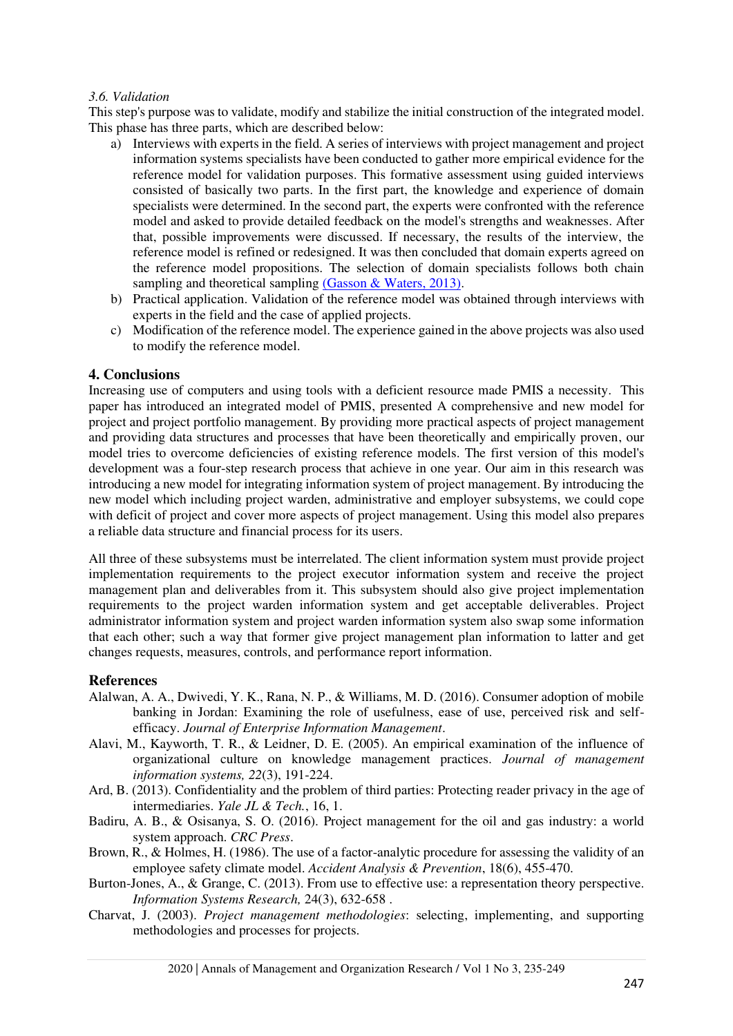*3.6. Validation*

This step's purpose was to validate, modify and stabilize the initial construction of the integrated model. This phase has three parts, which are described below:

a) Interviews with experts in the field. A series of interviews with project management and project information systems specialists have been conducted to gather more empirical evidence for the reference model for validation purposes. This formative assessment using guided interviews consisted of basically two parts. In the first part, the knowledge and experience of domain specialists were determined. In the second part, the experts were confronted with the reference model and asked to provide detailed feedback on the model's strengths and weaknesses. After that, possible improvements were discussed. If necessary, the results of the interview, the reference model is refined or redesigned. It was then concluded that domain experts agreed on the reference model propositions. The selection of domain specialists follows both chain sampling and theoretical sampling (Gasson & Waters, 2013).
b) Practical application. Validation of the reference model was obtained through interviews with experts in the field and the case of applied projects.
c) Modification of the reference model. The experience gained in the above projects was also used to modify the reference model.

## 4. Conclusions

Increasing use of computers and using tools with a deficient resource made PMIS a necessity. This paper has introduced an integrated model of PMIS, presented A comprehensive and new model for project and project portfolio management. By providing more practical aspects of project management and providing data structures and processes that have been theoretically and empirically proven, our model tries to overcome deficiencies of existing reference models. The first version of this model's development was a four-step research process that achieve in one year. Our aim in this research was introducing a new model for integrating information system of project management. By introducing the new model which including project warden, administrative and employer subsystems, we could cope with deficit of project and cover more aspects of project management. Using this model also prepares a reliable data structure and financial process for its users.

All three of these subsystems must be interrelated. The client information system must provide project implementation requirements to the project executor information system and receive the project management plan and deliverables from it. This subsystem should also give project implementation requirements to the project warden information system and get acceptable deliverables. Project administrator information system and project warden information system also swap some information that each other; such a way that former give project management plan information to latter and get changes requests, measures, controls, and performance report information.

## References

Alalwan, A. A., Dwivedi, Y. K., Rana, N. P., & Williams, M. D. (2016). Consumer adoption of mobile banking in Jordan: Examining the role of usefulness, ease of use, perceived risk and self-efficacy. *Journal of Enterprise Information Management*.

Alavi, M., Kayworth, T. R., & Leidner, D. E. (2005). An empirical examination of the influence of organizational culture on knowledge management practices. *Journal of management information systems, 22*(3), 191-224.

Ard, B. (2013). Confidentiality and the problem of third parties: Protecting reader privacy in the age of intermediaries. *Yale JL & Tech.*, 16, 1.

Badiru, A. B., & Osisanya, S. O. (2016). Project management for the oil and gas industry: a world system approach. *CRC Press*.

Brown, R., & Holmes, H. (1986). The use of a factor-analytic procedure for assessing the validity of an employee safety climate model. *Accident Analysis & Prevention*, 18(6), 455-470.

Burton-Jones, A., & Grange, C. (2013). From use to effective use: a representation theory perspective. *Information Systems Research,* 24(3), 632-658 .

Charvat, J. (2003). *Project management methodologies*: selecting, implementing, and supporting methodologies and processes for projects.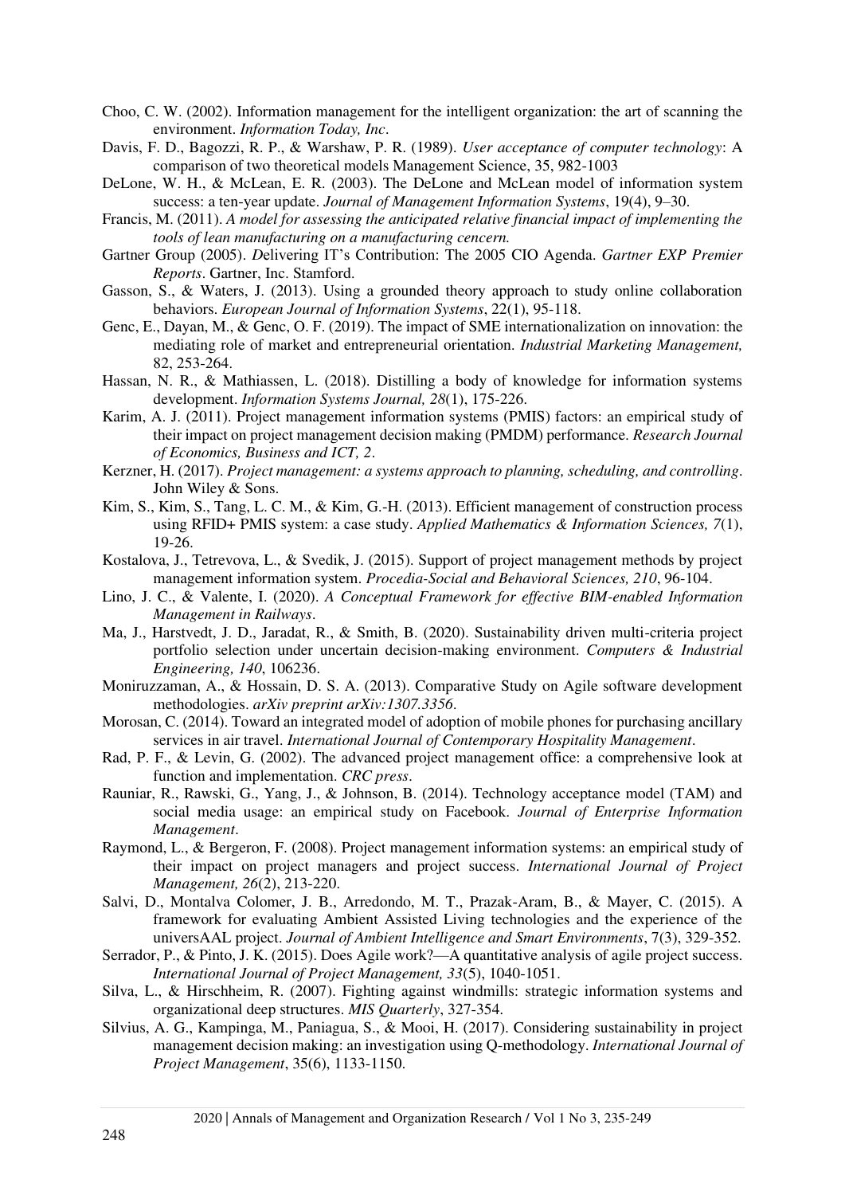Choo, C. W. (2002). Information management for the intelligent organization: the art of scanning the environment. *Information Today, Inc*.

Davis, F. D., Bagozzi, R. P., & Warshaw, P. R. (1989). *User acceptance of computer technology*: A comparison of two theoretical models Management Science, 35, 982-1003

DeLone, W. H., & McLean, E. R. (2003). The DeLone and McLean model of information system success: a ten-year update. *Journal of Management Information Systems*, 19(4), 9–30.

Francis, M. (2011). *A model for assessing the anticipated relative financial impact of implementing the tools of lean manufacturing on a manufacturing cencern.*

Gartner Group (2005). *D*elivering IT's Contribution: The 2005 CIO Agenda. *Gartner EXP Premier Reports*. Gartner, Inc. Stamford.

Gasson, S., & Waters, J. (2013). Using a grounded theory approach to study online collaboration behaviors. *European Journal of Information Systems*, 22(1), 95-118.

Genc, E., Dayan, M., & Genc, O. F. (2019). The impact of SME internationalization on innovation: the mediating role of market and entrepreneurial orientation. *Industrial Marketing Management,* 82, 253-264.

Hassan, N. R., & Mathiassen, L. (2018). Distilling a body of knowledge for information systems development. *Information Systems Journal, 28*(1), 175-226.

Karim, A. J. (2011). Project management information systems (PMIS) factors: an empirical study of their impact on project management decision making (PMDM) performance. *Research Journal of Economics, Business and ICT, 2*.

Kerzner, H. (2017). *Project management: a systems approach to planning, scheduling, and controlling*. John Wiley & Sons.

Kim, S., Kim, S., Tang, L. C. M., & Kim, G.-H. (2013). Efficient management of construction process using RFID+ PMIS system: a case study. *Applied Mathematics & Information Sciences, 7*(1), 19-26.

Kostalova, J., Tetrevova, L., & Svedik, J. (2015). Support of project management methods by project management information system. *Procedia-Social and Behavioral Sciences, 210*, 96-104.

Lino, J. C., & Valente, I. (2020). *A Conceptual Framework for effective BIM-enabled Information Management in Railways*.

Ma, J., Harstvedt, J. D., Jaradat, R., & Smith, B. (2020). Sustainability driven multi-criteria project portfolio selection under uncertain decision-making environment. *Computers & Industrial Engineering, 140*, 106236.

Moniruzzaman, A., & Hossain, D. S. A. (2013). Comparative Study on Agile software development methodologies. *arXiv preprint arXiv:1307.3356*.

Morosan, C. (2014). Toward an integrated model of adoption of mobile phones for purchasing ancillary services in air travel. *International Journal of Contemporary Hospitality Management*.

Rad, P. F., & Levin, G. (2002). The advanced project management office: a comprehensive look at function and implementation. *CRC press*.

Rauniar, R., Rawski, G., Yang, J., & Johnson, B. (2014). Technology acceptance model (TAM) and social media usage: an empirical study on Facebook. *Journal of Enterprise Information Management*.

Raymond, L., & Bergeron, F. (2008). Project management information systems: an empirical study of their impact on project managers and project success. *International Journal of Project Management, 26*(2), 213-220.

Salvi, D., Montalva Colomer, J. B., Arredondo, M. T., Prazak-Aram, B., & Mayer, C. (2015). A framework for evaluating Ambient Assisted Living technologies and the experience of the universAAL project. *Journal of Ambient Intelligence and Smart Environments*, 7(3), 329-352.

Serrador, P., & Pinto, J. K. (2015). Does Agile work?—A quantitative analysis of agile project success. *International Journal of Project Management, 33*(5), 1040-1051.

Silva, L., & Hirschheim, R. (2007). Fighting against windmills: strategic information systems and organizational deep structures. *MIS Quarterly*, 327-354.

Silvius, A. G., Kampinga, M., Paniagua, S., & Mooi, H. (2017). Considering sustainability in project management decision making: an investigation using Q-methodology. *International Journal of Project Management*, 35(6), 1133-1150.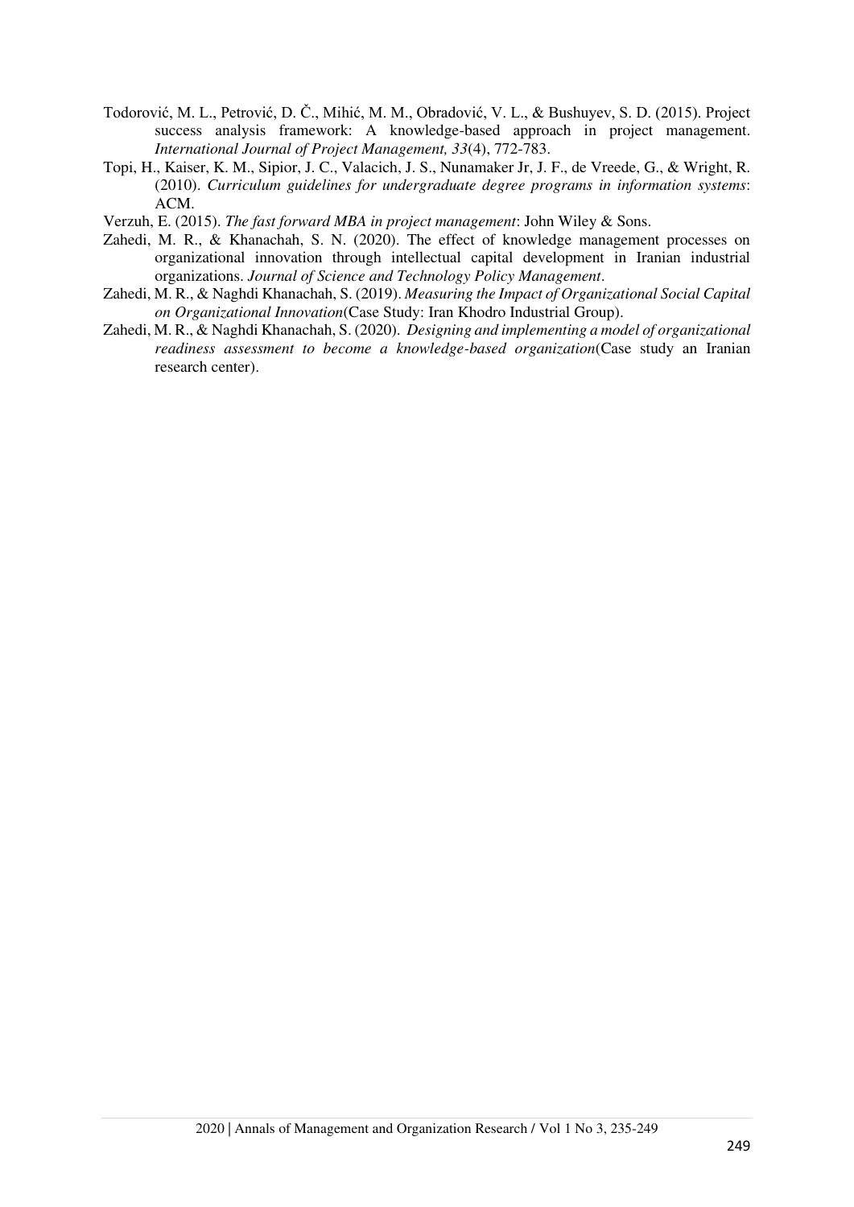Todorović, M. L., Petrović, D. Č., Mihić, M. M., Obradović, V. L., & Bushuyev, S. D. (2015). Project success analysis framework: A knowledge-based approach in project management. *International Journal of Project Management, 33*(4), 772-783.

Topi, H., Kaiser, K. M., Sipior, J. C., Valacich, J. S., Nunamaker Jr, J. F., de Vreede, G., & Wright, R. (2010). *Curriculum guidelines for undergraduate degree programs in information systems*: ACM.

Verzuh, E. (2015). *The fast forward MBA in project management*: John Wiley & Sons.

Zahedi, M. R., & Khanachah, S. N. (2020). The effect of knowledge management processes on organizational innovation through intellectual capital development in Iranian industrial organizations. *Journal of Science and Technology Policy Management*.

Zahedi, M. R., & Naghdi Khanachah, S. (2019). *Measuring the Impact of Organizational Social Capital on Organizational Innovation*(Case Study: Iran Khodro Industrial Group).

Zahedi, M. R., & Naghdi Khanachah, S. (2020). *Designing and implementing a model of organizational readiness assessment to become a knowledge-based organization*(Case study an Iranian research center).